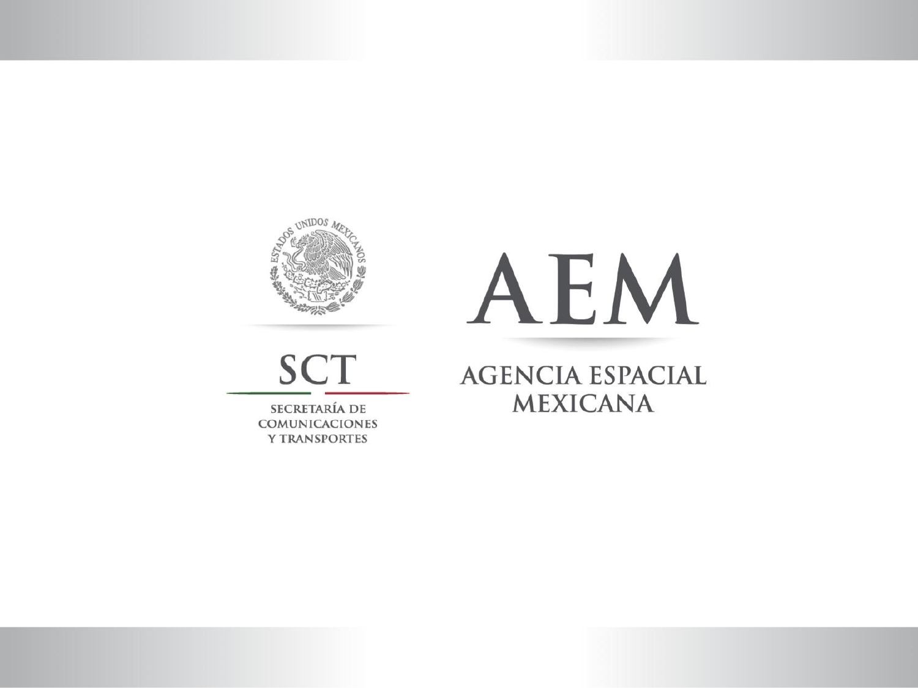SCT

SECRETARÍA DE
COMUNICACIONES
Y TRANSPORTES

# AEM

AGENCIA ESPACIAL
MEXICANA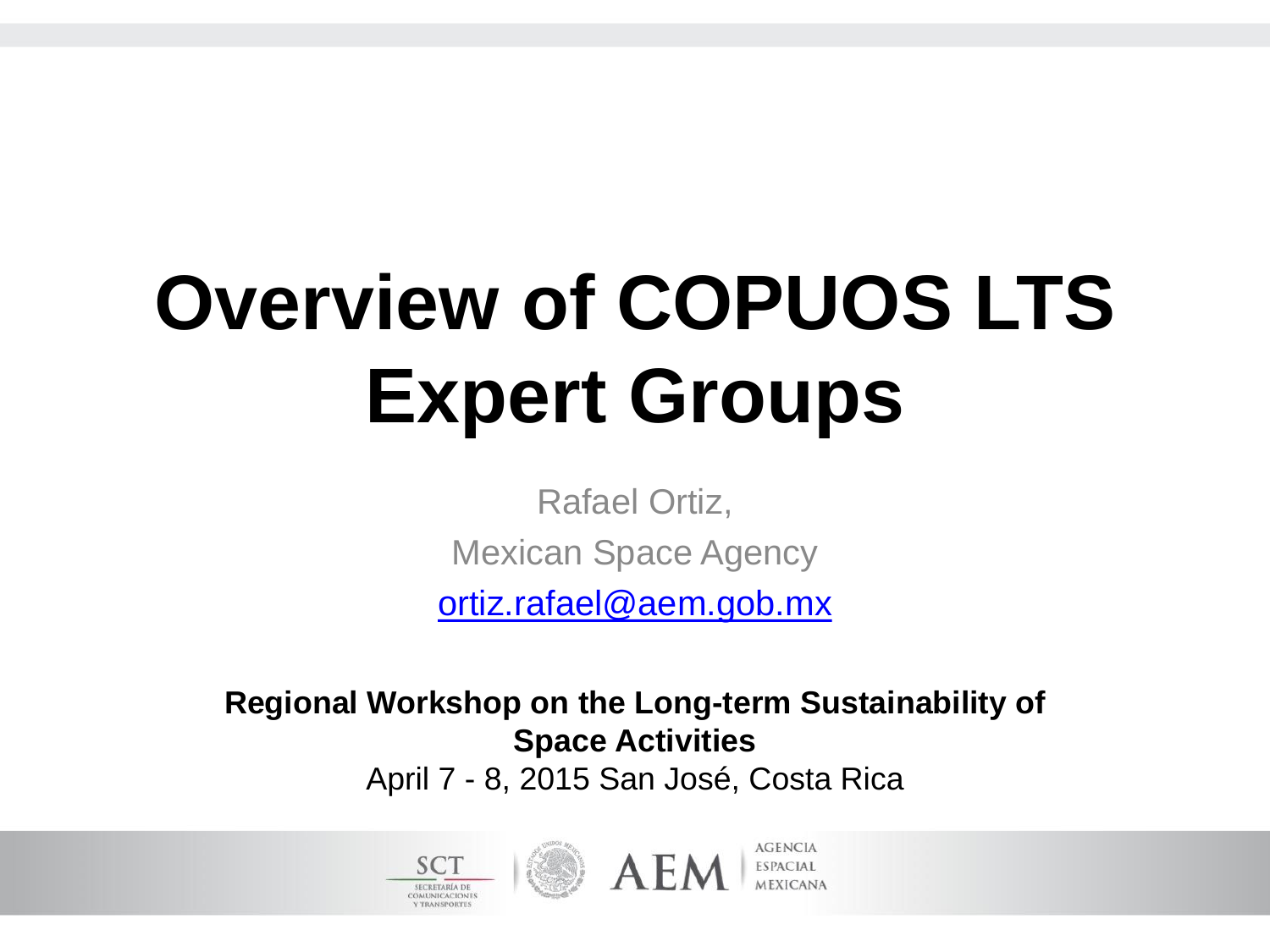# Overview of COPUOS LTS Expert Groups

Rafael Ortiz,

Mexican Space Agency

ortiz.rafael@aem.gob.mx

**Regional Workshop on the Long-term Sustainability of Space Activities**

April 7 - 8, 2015 San José, Costa Rica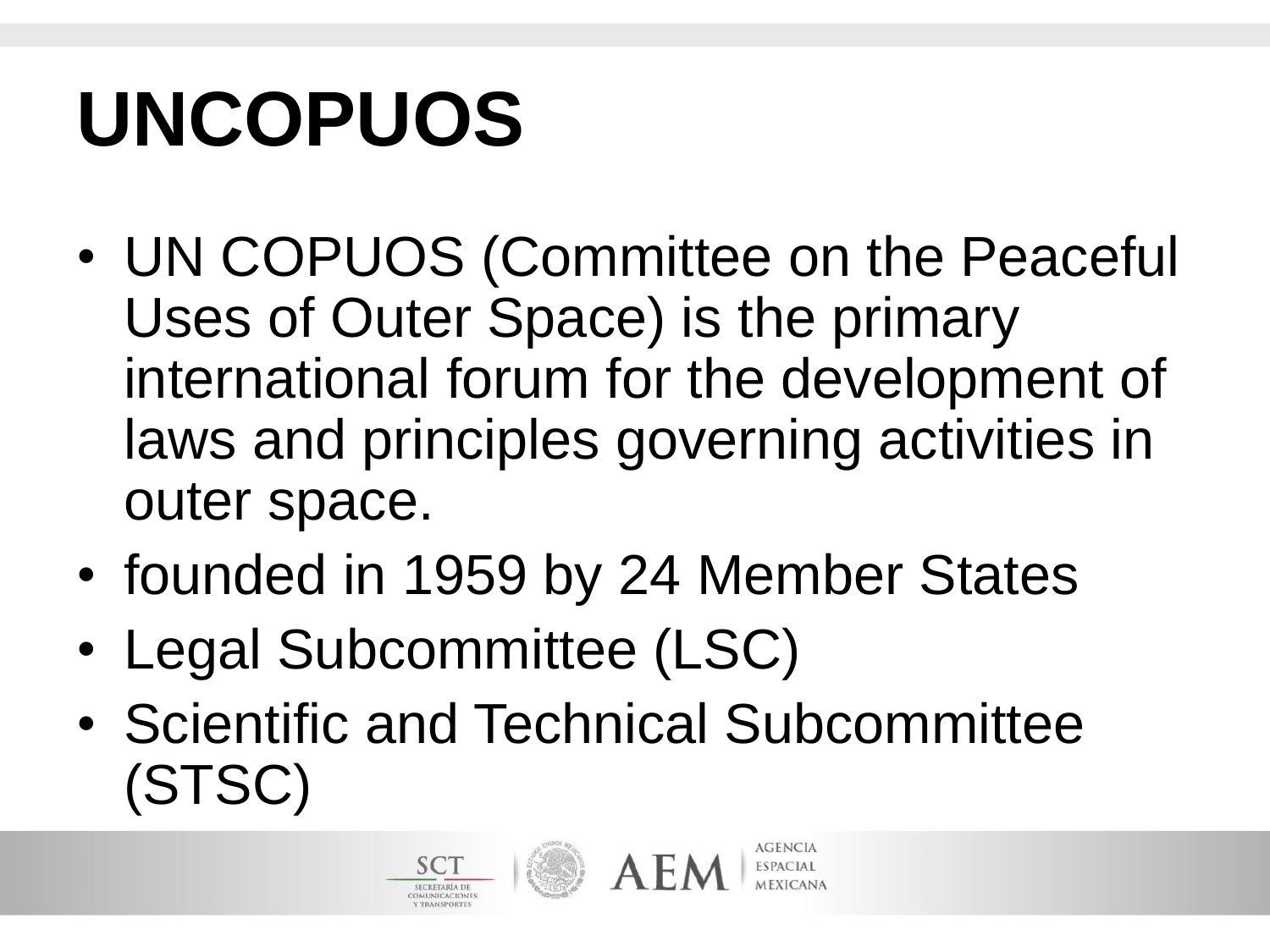# UNCOPUOS

- UN COPUOS (Committee on the Peaceful Uses of Outer Space) is the primary international forum for the development of laws and principles governing activities in outer space.
- founded in 1959 by 24 Member States
- Legal Subcommittee (LSC)
- Scientific and Technical Subcommittee (STSC)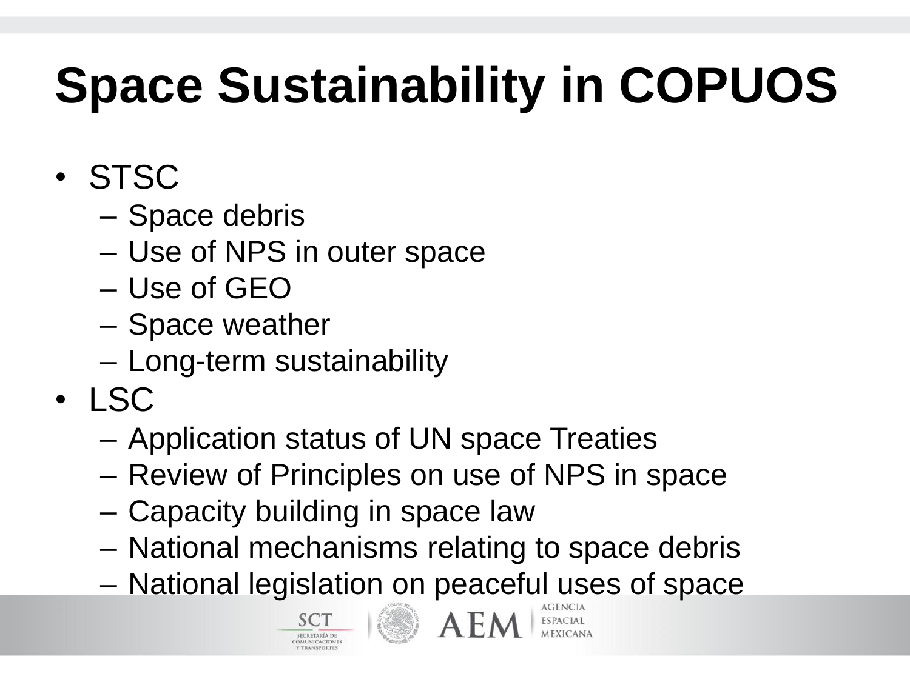# Space Sustainability in COPUOS

- STSC
  - Space debris
  - Use of NPS in outer space
  - Use of GEO
  - Space weather
  - Long-term sustainability
- LSC
  - Application status of UN space Treaties
  - Review of Principles on use of NPS in space
  - Capacity building in space law
  - National mechanisms relating to space debris
  - National legislation on peaceful uses of space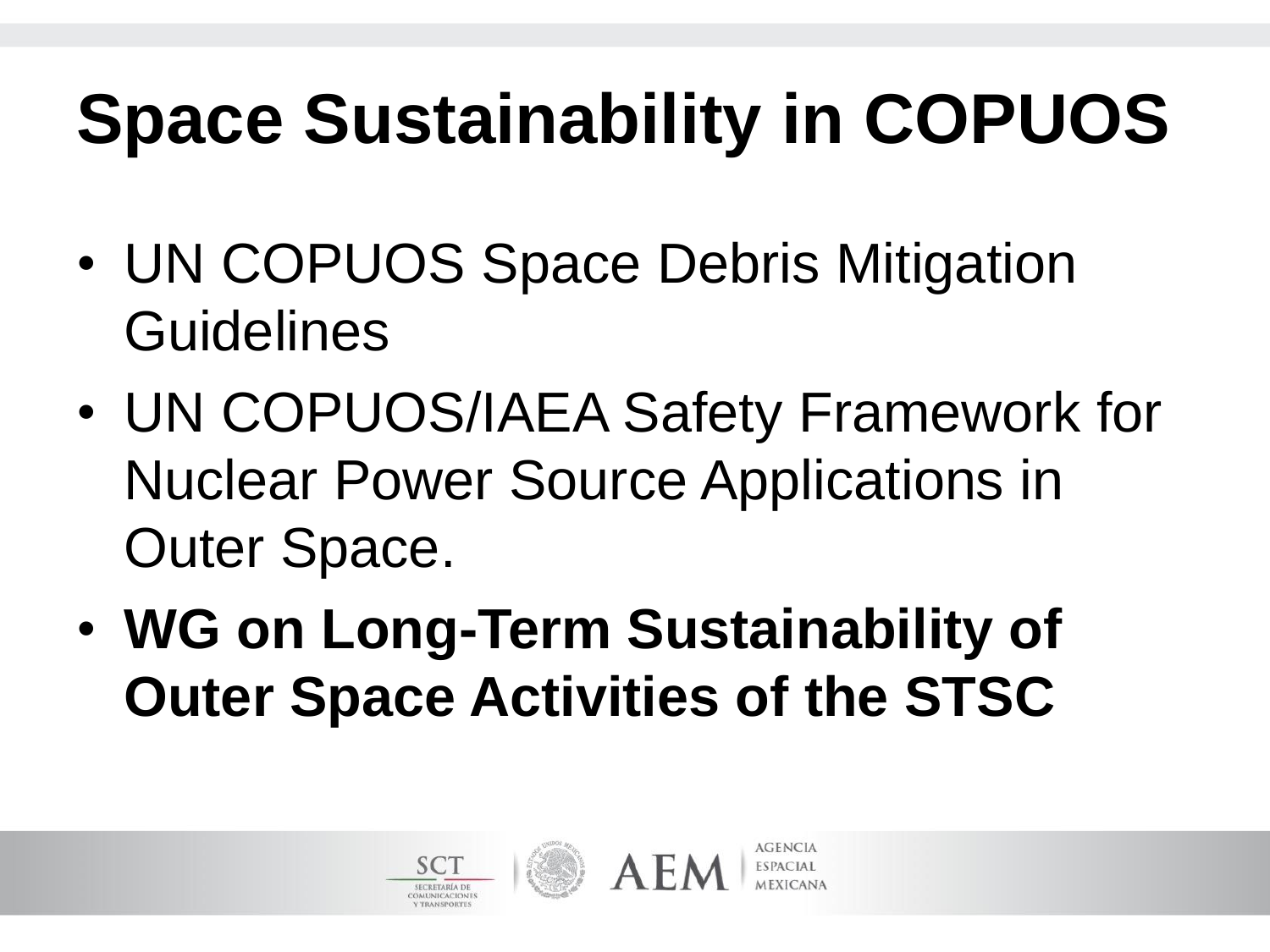# Space Sustainability in COPUOS

- UN COPUOS Space Debris Mitigation Guidelines
- UN COPUOS/IAEA Safety Framework for Nuclear Power Source Applications in Outer Space.
- **WG on Long-Term Sustainability of Outer Space Activities of the STSC**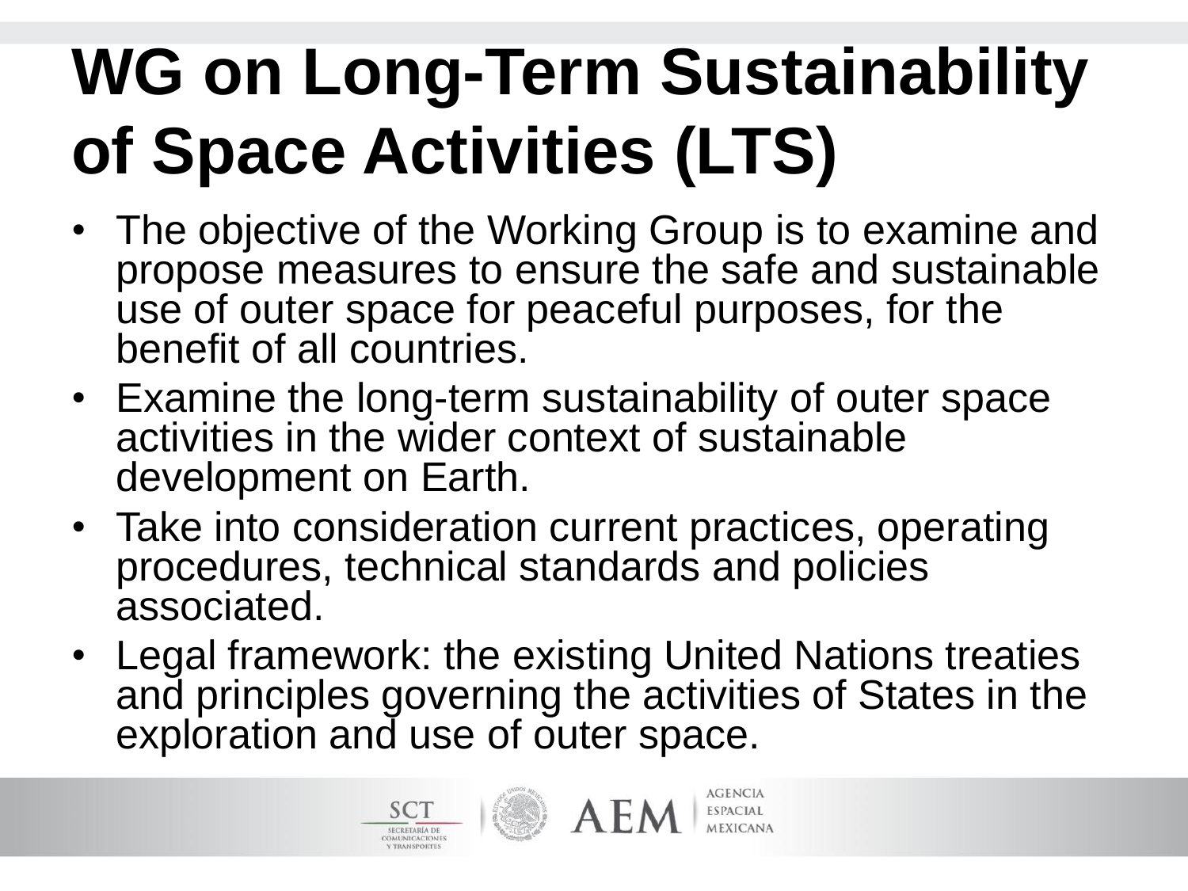# WG on Long-Term Sustainability of Space Activities (LTS)

- The objective of the Working Group is to examine and propose measures to ensure the safe and sustainable use of outer space for peaceful purposes, for the benefit of all countries.
- Examine the long-term sustainability of outer space activities in the wider context of sustainable development on Earth.
- Take into consideration current practices, operating procedures, technical standards and policies associated.
- Legal framework: the existing United Nations treaties and principles governing the activities of States in the exploration and use of outer space.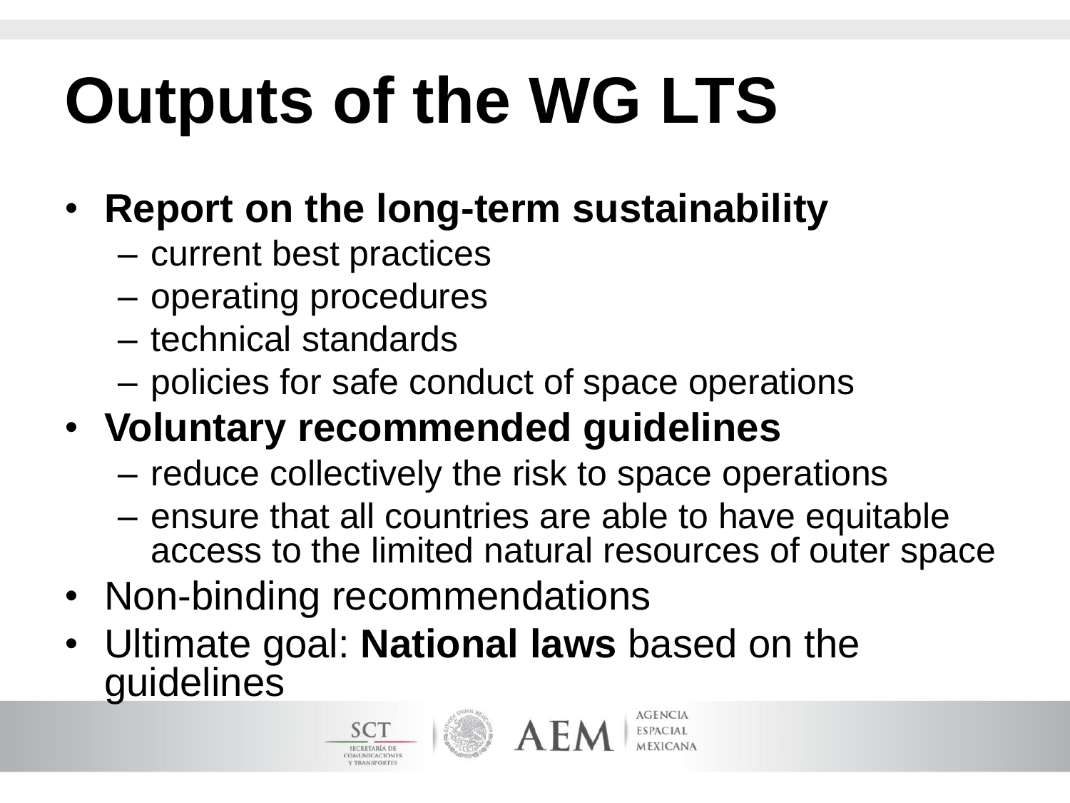# Outputs of the WG LTS

- **Report on the long-term sustainability**
  - current best practices
  - operating procedures
  - technical standards
  - policies for safe conduct of space operations
- **Voluntary recommended guidelines**
  - reduce collectively the risk to space operations
  - ensure that all countries are able to have equitable access to the limited natural resources of outer space
- Non-binding recommendations
- Ultimate goal: **National laws** based on the guidelines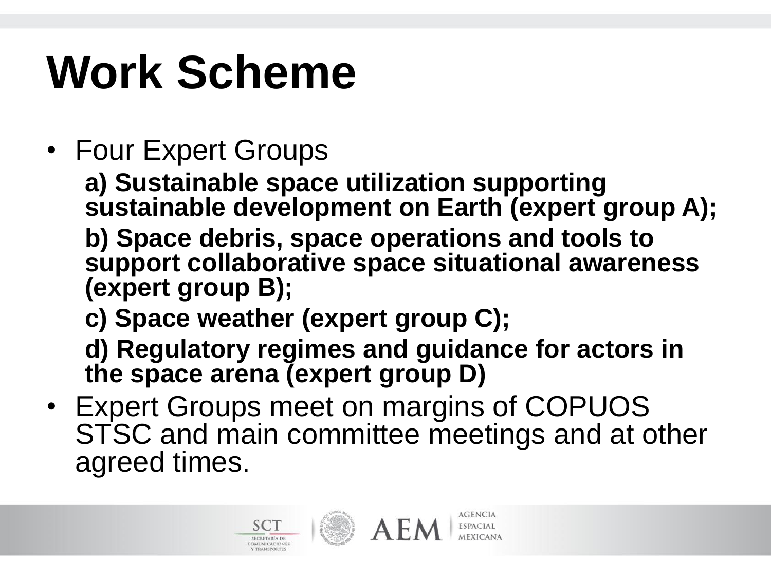# Work Scheme

- Four Expert Groups
  - **a) Sustainable space utilization supporting sustainable development on Earth (expert group A);**
  - **b) Space debris, space operations and tools to support collaborative space situational awareness (expert group B);**
  - **c) Space weather (expert group C);**
  - **d) Regulatory regimes and guidance for actors in the space arena (expert group D)**
- Expert Groups meet on margins of COPUOS STSC and main committee meetings and at other agreed times.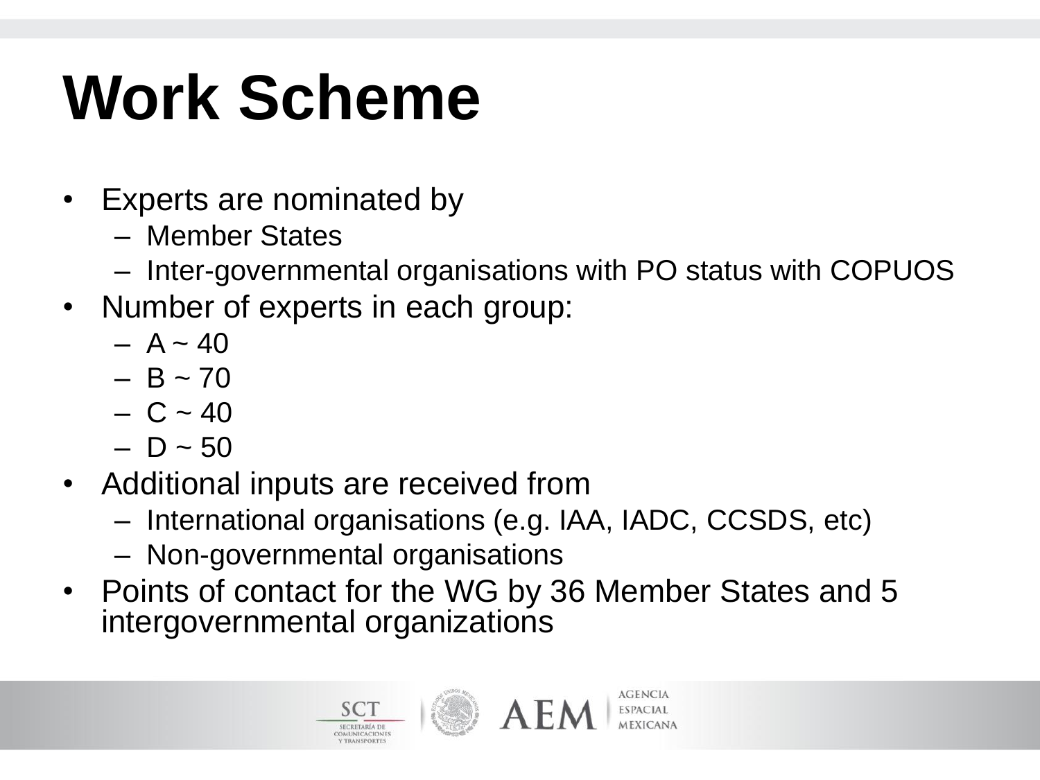# Work Scheme

- Experts are nominated by
  - Member States
  - Inter-governmental organisations with PO status with COPUOS
- Number of experts in each group:
  - A ~ 40
  - B ~ 70
  - C ~ 40
  - D ~ 50
- Additional inputs are received from
  - International organisations (e.g. IAA, IADC, CCSDS, etc)
  - Non-governmental organisations
- Points of contact for the WG by 36 Member States and 5 intergovernmental organizations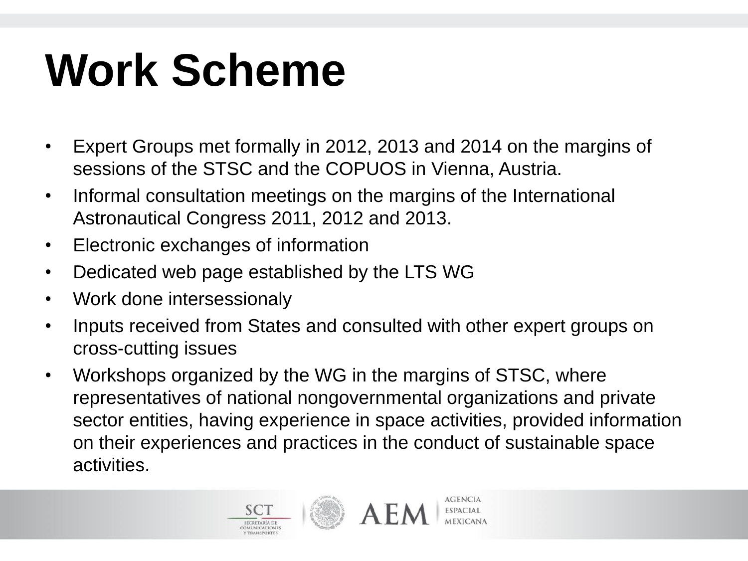# Work Scheme

- Expert Groups met formally in 2012, 2013 and 2014 on the margins of sessions of the STSC and the COPUOS in Vienna, Austria.
- Informal consultation meetings on the margins of the International Astronautical Congress 2011, 2012 and 2013.
- Electronic exchanges of information
- Dedicated web page established by the LTS WG
- Work done intersessionaly
- Inputs received from States and consulted with other expert groups on cross-cutting issues
- Workshops organized by the WG in the margins of STSC, where representatives of national nongovernmental organizations and private sector entities, having experience in space activities, provided information on their experiences and practices in the conduct of sustainable space activities.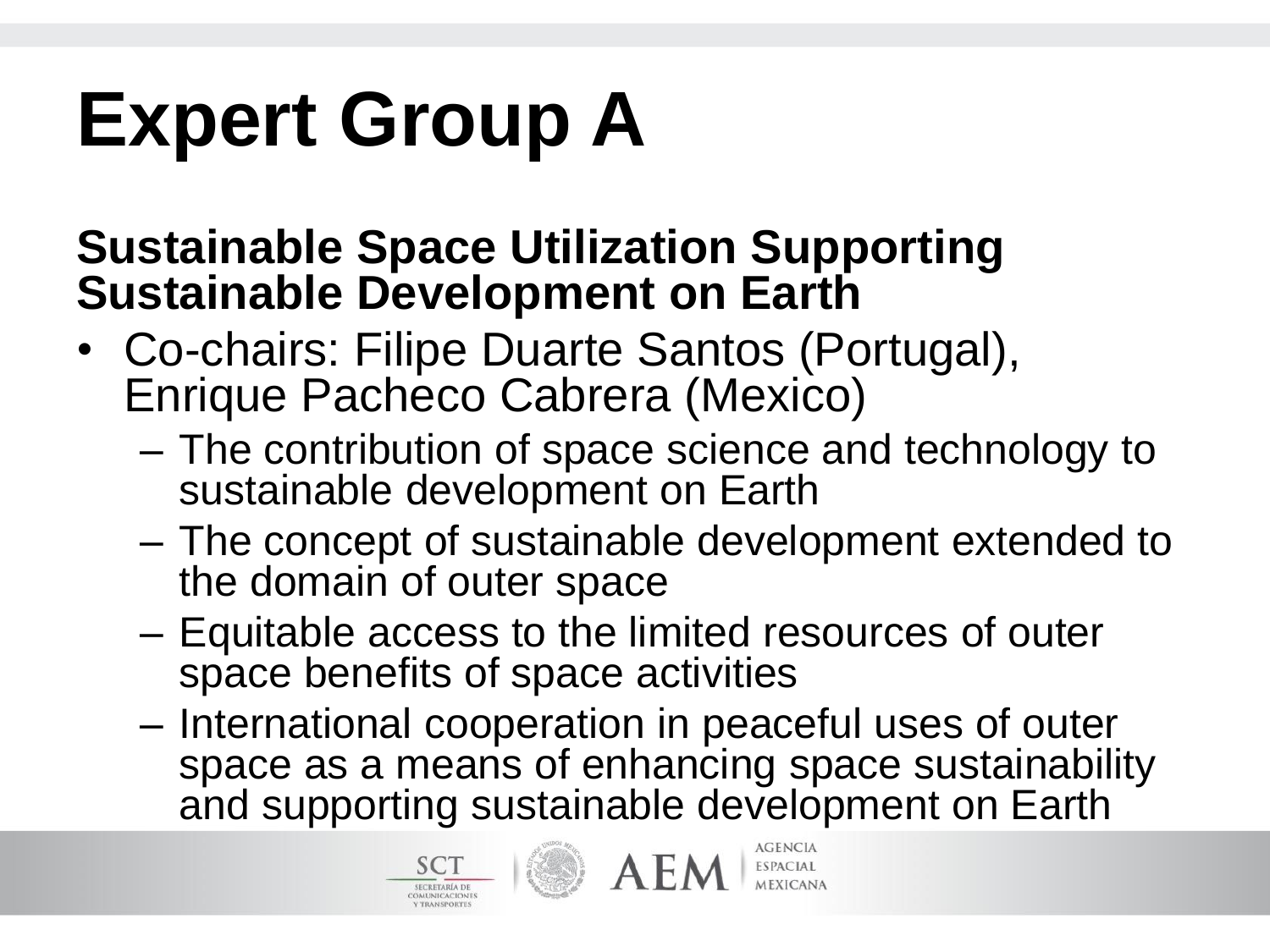# Expert Group A

## Sustainable Space Utilization Supporting Sustainable Development on Earth

- Co-chairs: Filipe Duarte Santos (Portugal), Enrique Pacheco Cabrera (Mexico)
  - The contribution of space science and technology to sustainable development on Earth
  - The concept of sustainable development extended to the domain of outer space
  - Equitable access to the limited resources of outer space benefits of space activities
  - International cooperation in peaceful uses of outer space as a means of enhancing space sustainability and supporting sustainable development on Earth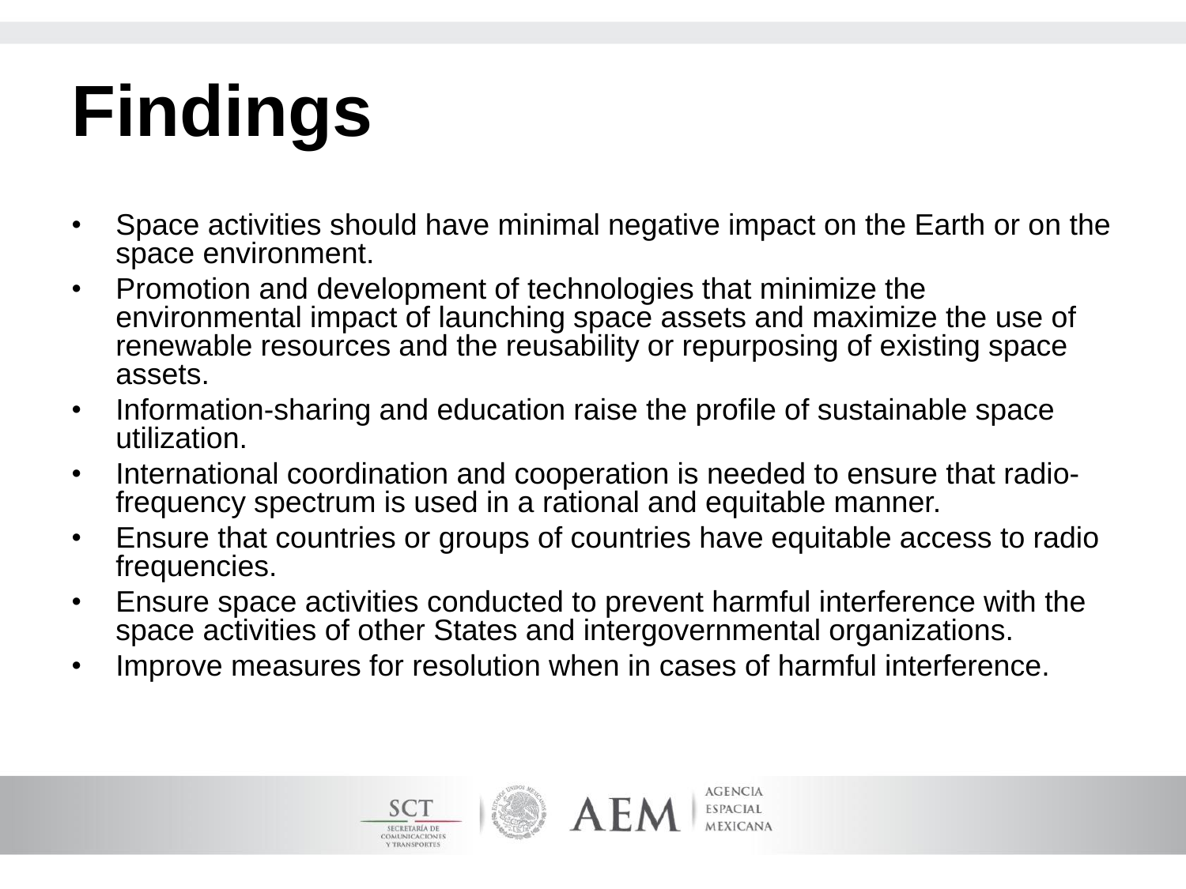# Findings

- Space activities should have minimal negative impact on the Earth or on the space environment.
- Promotion and development of technologies that minimize the environmental impact of launching space assets and maximize the use of renewable resources and the reusability or repurposing of existing space assets.
- Information-sharing and education raise the profile of sustainable space utilization.
- International coordination and cooperation is needed to ensure that radio-frequency spectrum is used in a rational and equitable manner.
- Ensure that countries or groups of countries have equitable access to radio frequencies.
- Ensure space activities conducted to prevent harmful interference with the space activities of other States and intergovernmental organizations.
- Improve measures for resolution when in cases of harmful interference.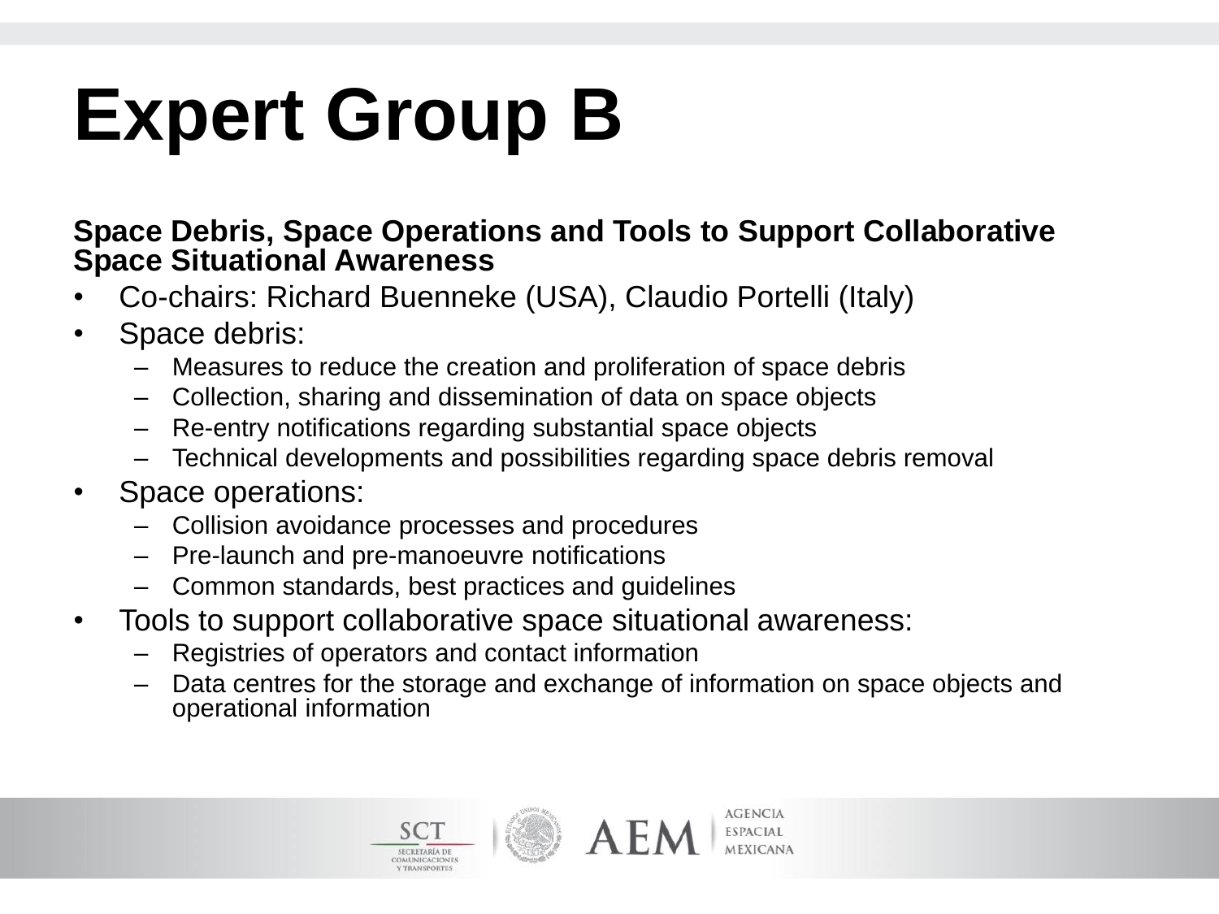# Expert Group B

**Space Debris, Space Operations and Tools to Support Collaborative Space Situational Awareness**

- Co-chairs: Richard Buenneke (USA), Claudio Portelli (Italy)
- Space debris:
  - Measures to reduce the creation and proliferation of space debris
  - Collection, sharing and dissemination of data on space objects
  - Re-entry notifications regarding substantial space objects
  - Technical developments and possibilities regarding space debris removal
- Space operations:
  - Collision avoidance processes and procedures
  - Pre-launch and pre-manoeuvre notifications
  - Common standards, best practices and guidelines
- Tools to support collaborative space situational awareness:
  - Registries of operators and contact information
  - Data centres for the storage and exchange of information on space objects and operational information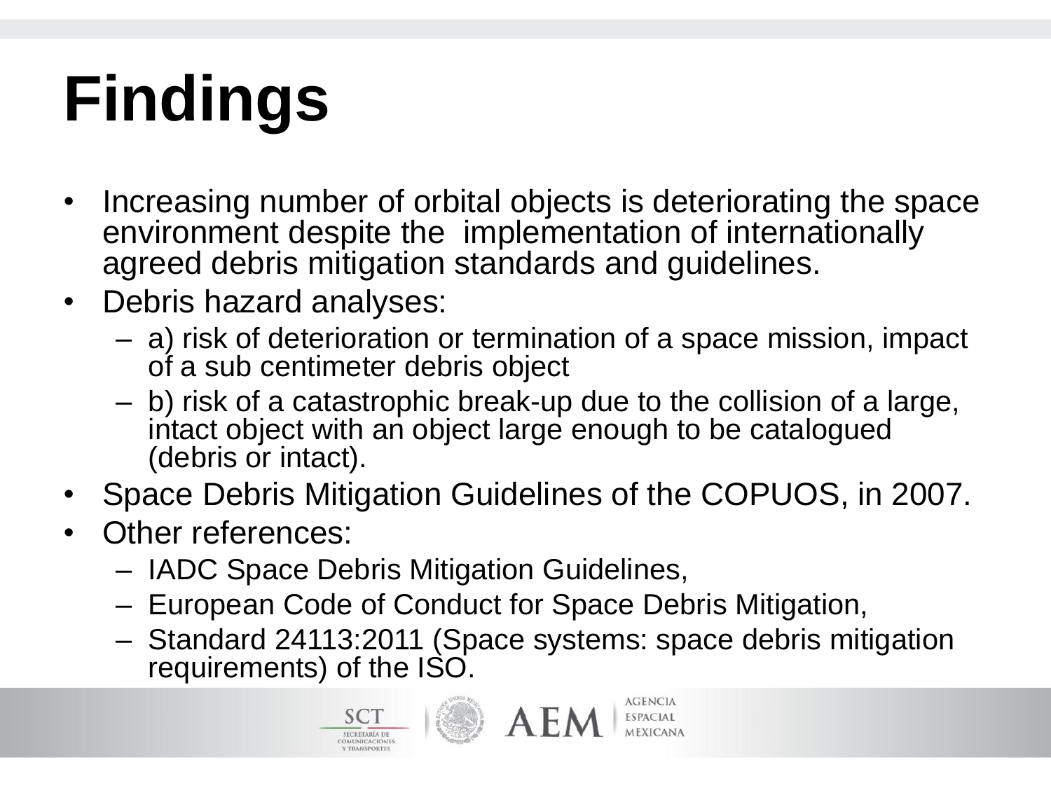# Findings

- Increasing number of orbital objects is deteriorating the space environment despite the implementation of internationally agreed debris mitigation standards and guidelines.
- Debris hazard analyses:
  - a) risk of deterioration or termination of a space mission, impact of a sub centimeter debris object
  - b) risk of a catastrophic break-up due to the collision of a large, intact object with an object large enough to be catalogued (debris or intact).
- Space Debris Mitigation Guidelines of the COPUOS, in 2007.
- Other references:
  - IADC Space Debris Mitigation Guidelines,
  - European Code of Conduct for Space Debris Mitigation,
  - Standard 24113:2011 (Space systems: space debris mitigation requirements) of the ISO.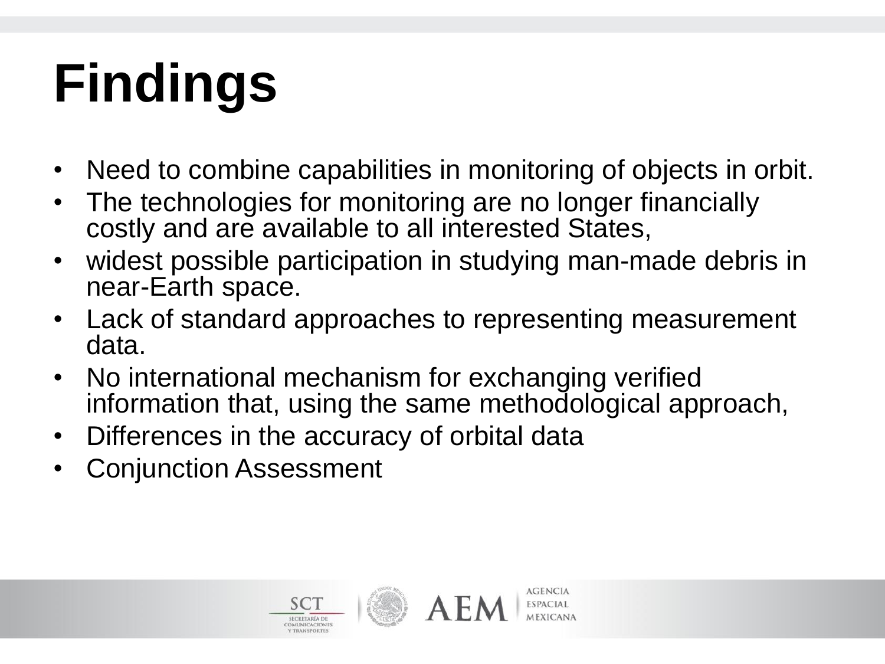# Findings

- Need to combine capabilities in monitoring of objects in orbit.
- The technologies for monitoring are no longer financially costly and are available to all interested States,
- widest possible participation in studying man-made debris in near-Earth space.
- Lack of standard approaches to representing measurement data.
- No international mechanism for exchanging verified information that, using the same methodological approach,
- Differences in the accuracy of orbital data
- Conjunction Assessment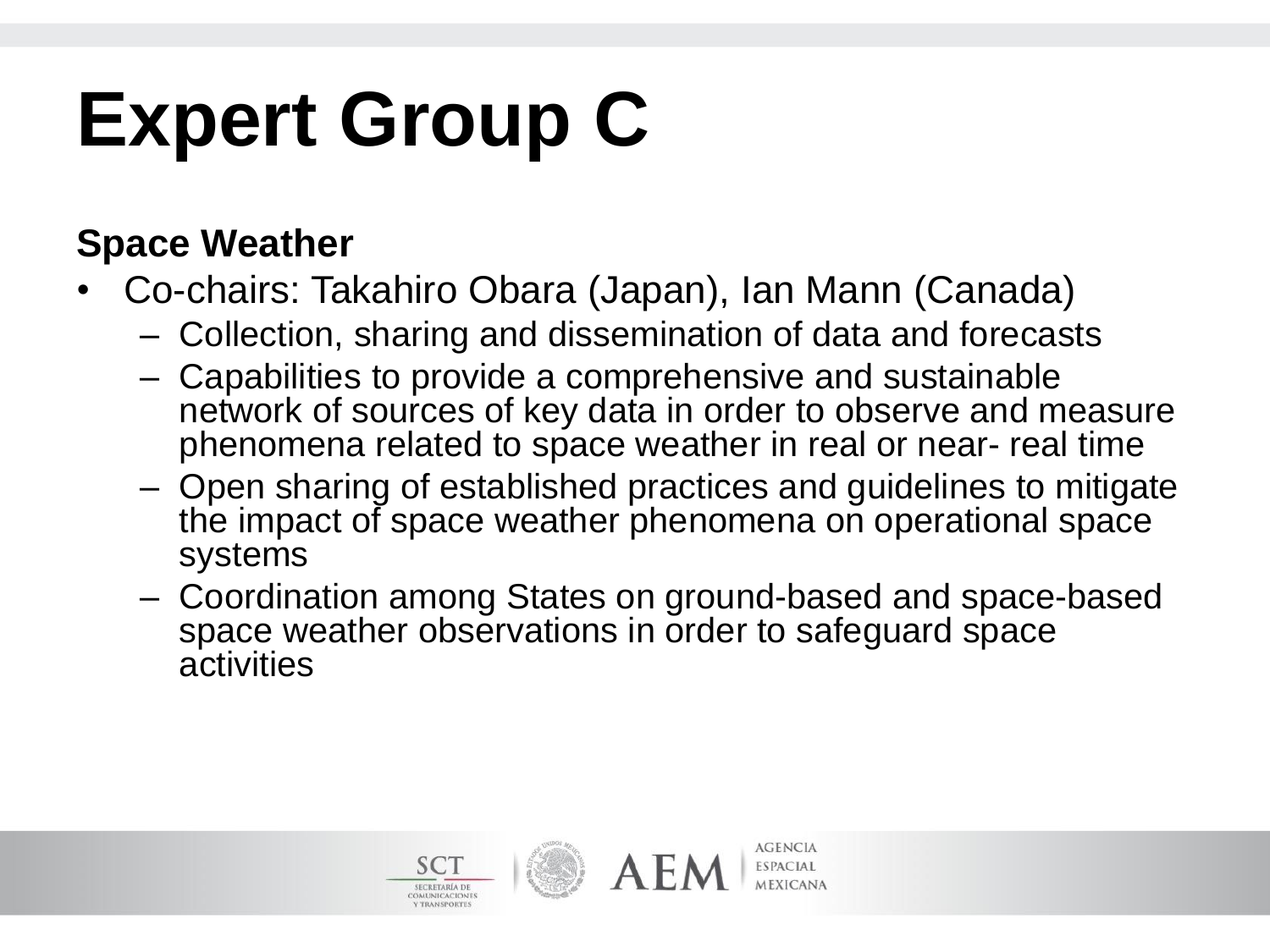# Expert Group C

**Space Weather**

- Co-chairs: Takahiro Obara (Japan), Ian Mann (Canada)
  - Collection, sharing and dissemination of data and forecasts
  - Capabilities to provide a comprehensive and sustainable network of sources of key data in order to observe and measure phenomena related to space weather in real or near- real time
  - Open sharing of established practices and guidelines to mitigate the impact of space weather phenomena on operational space systems
  - Coordination among States on ground-based and space-based space weather observations in order to safeguard space activities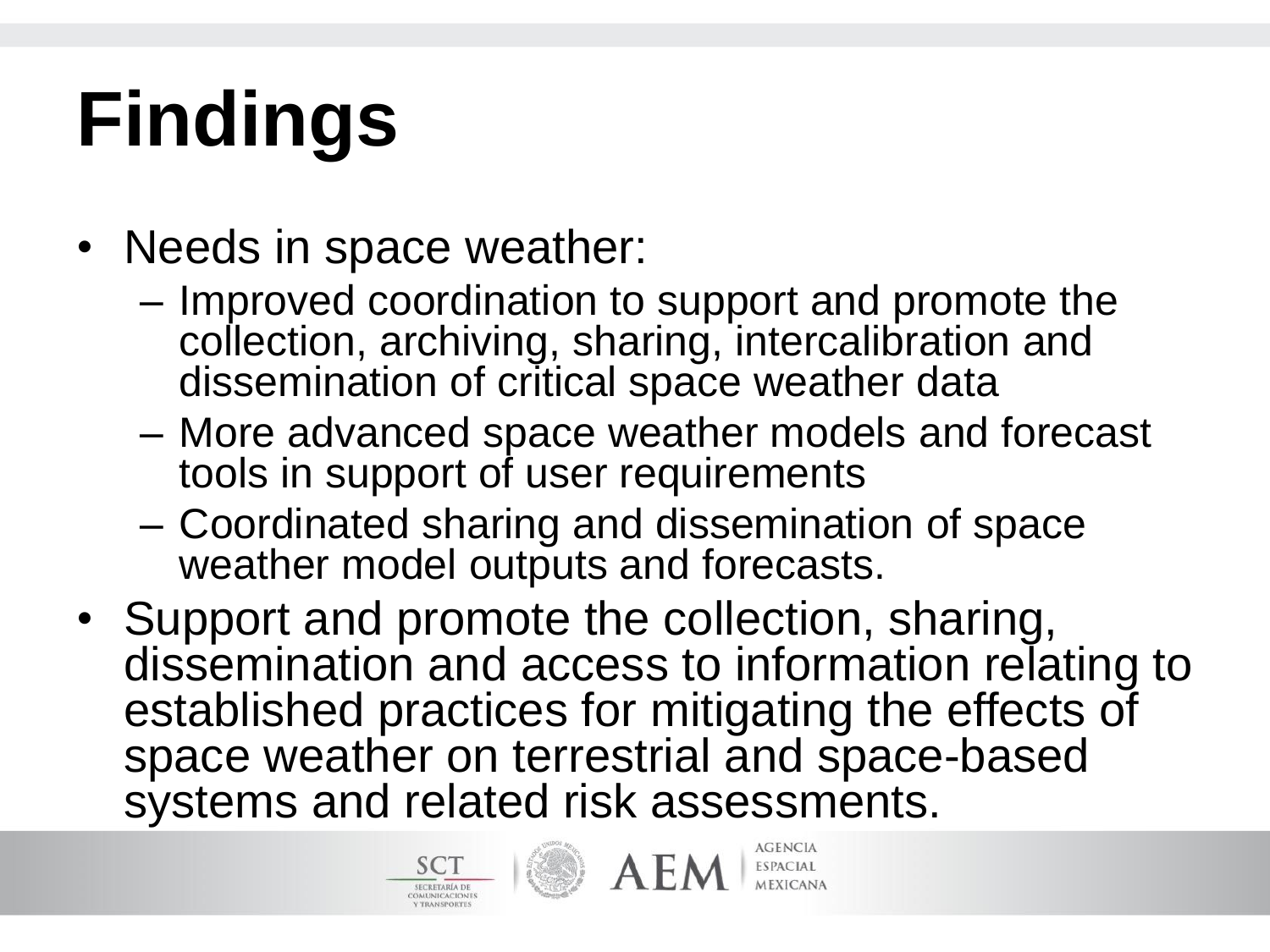# Findings

- Needs in space weather:
  - Improved coordination to support and promote the collection, archiving, sharing, intercalibration and dissemination of critical space weather data
  - More advanced space weather models and forecast tools in support of user requirements
  - Coordinated sharing and dissemination of space weather model outputs and forecasts.
- Support and promote the collection, sharing, dissemination and access to information relating to established practices for mitigating the effects of space weather on terrestrial and space-based systems and related risk assessments.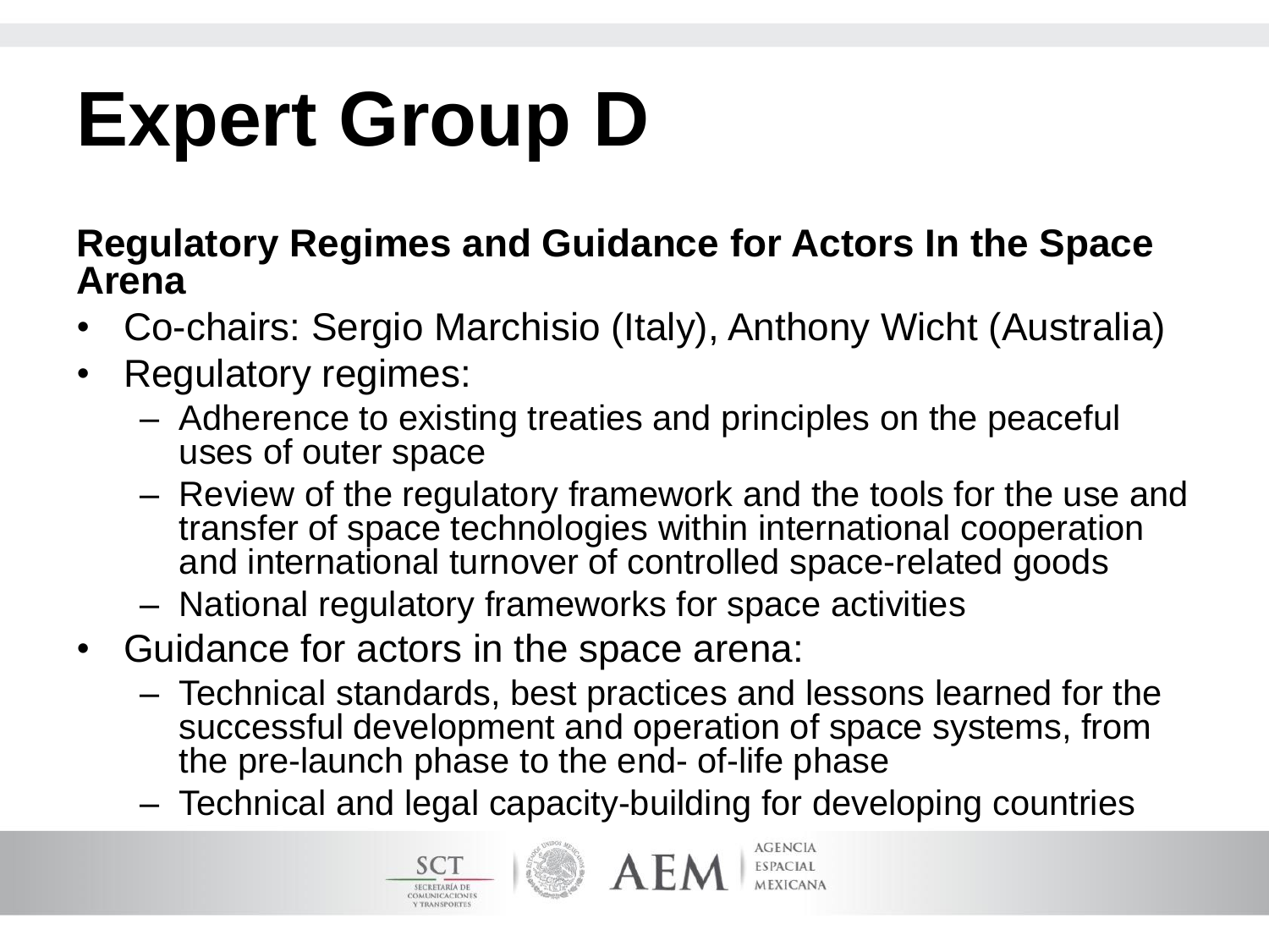# Expert Group D

**Regulatory Regimes and Guidance for Actors In the Space Arena**

- Co-chairs: Sergio Marchisio (Italy), Anthony Wicht (Australia)
- Regulatory regimes:
  - Adherence to existing treaties and principles on the peaceful uses of outer space
  - Review of the regulatory framework and the tools for the use and transfer of space technologies within international cooperation and international turnover of controlled space-related goods
  - National regulatory frameworks for space activities
- Guidance for actors in the space arena:
  - Technical standards, best practices and lessons learned for the successful development and operation of space systems, from the pre-launch phase to the end- of-life phase
  - Technical and legal capacity-building for developing countries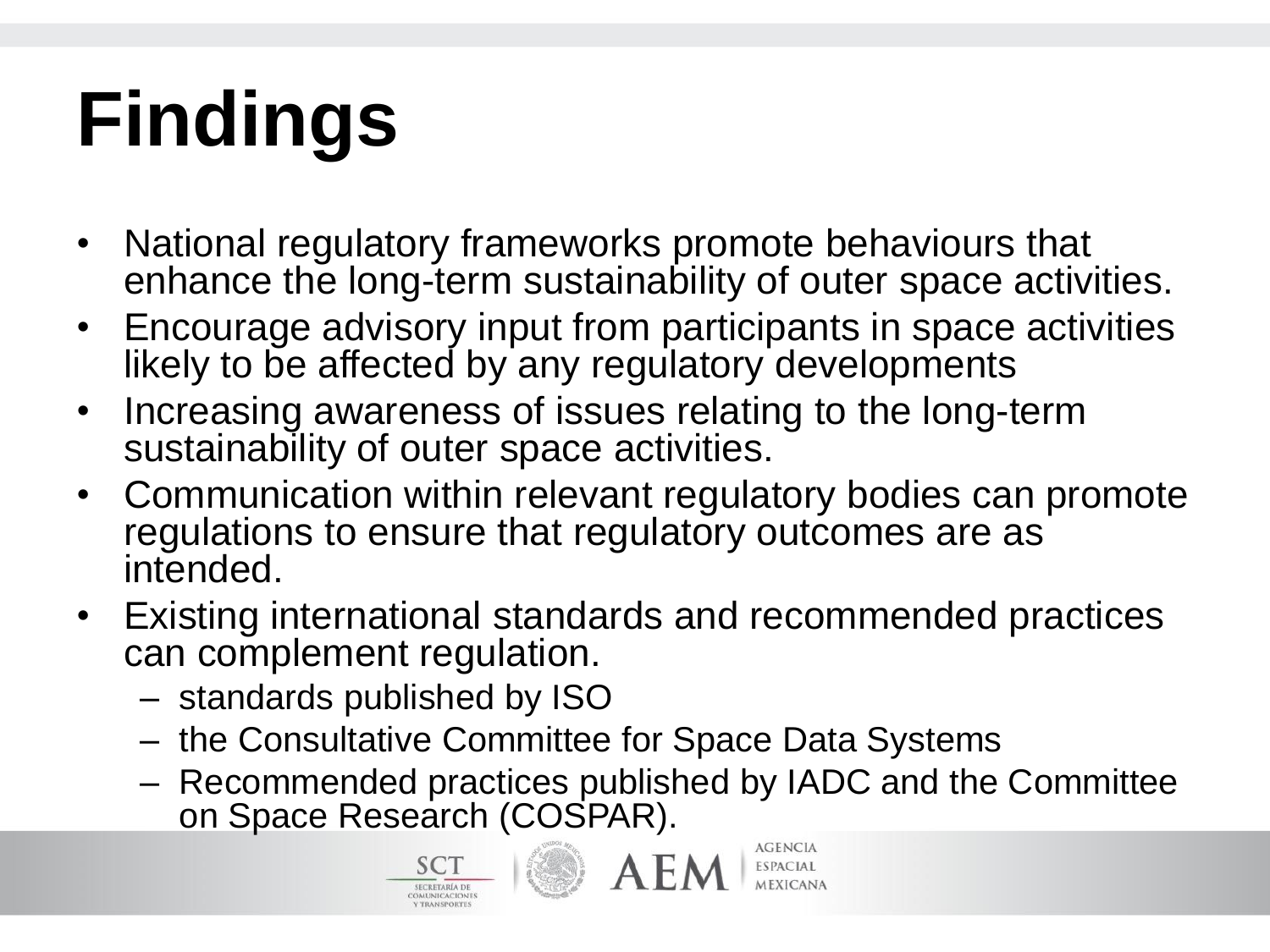# Findings

- National regulatory frameworks promote behaviours that enhance the long-term sustainability of outer space activities.
- Encourage advisory input from participants in space activities likely to be affected by any regulatory developments
- Increasing awareness of issues relating to the long-term sustainability of outer space activities.
- Communication within relevant regulatory bodies can promote regulations to ensure that regulatory outcomes are as intended.
- Existing international standards and recommended practices can complement regulation.
  - standards published by ISO
  - the Consultative Committee for Space Data Systems
  - Recommended practices published by IADC and the Committee on Space Research (COSPAR).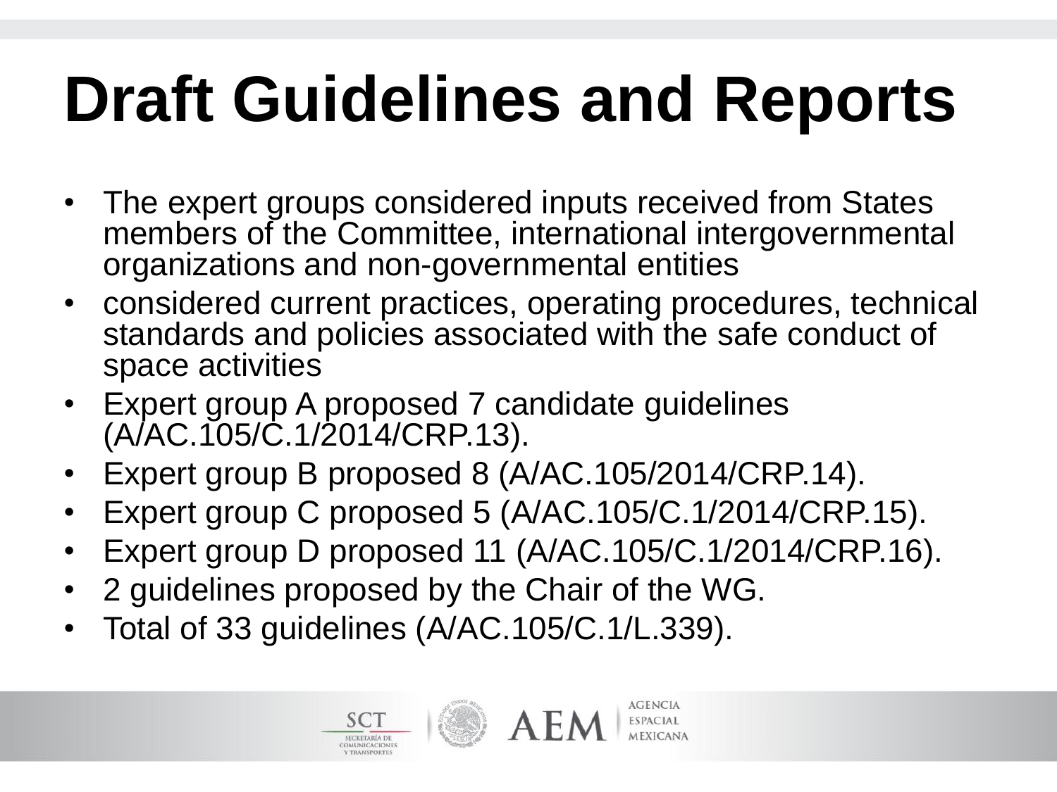# Draft Guidelines and Reports

- The expert groups considered inputs received from States members of the Committee, international intergovernmental organizations and non-governmental entities
- considered current practices, operating procedures, technical standards and policies associated with the safe conduct of space activities
- Expert group A proposed 7 candidate guidelines (A/AC.105/C.1/2014/CRP.13).
- Expert group B proposed 8 (A/AC.105/2014/CRP.14).
- Expert group C proposed 5 (A/AC.105/C.1/2014/CRP.15).
- Expert group D proposed 11 (A/AC.105/C.1/2014/CRP.16).
- 2 guidelines proposed by the Chair of the WG.
- Total of 33 guidelines (A/AC.105/C.1/L.339).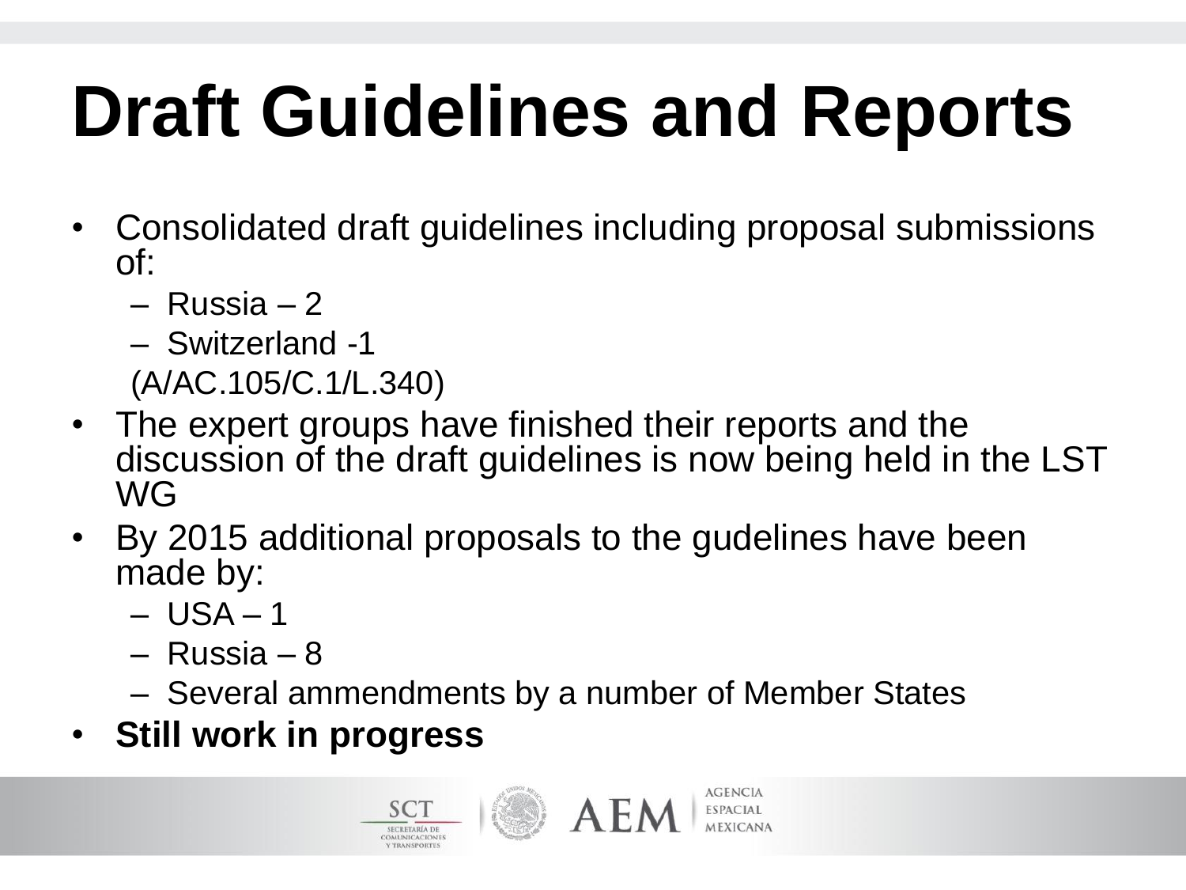# Draft Guidelines and Reports

- Consolidated draft guidelines including proposal submissions of:
  - Russia – 2
  - Switzerland -1

  (A/AC.105/C.1/L.340)
- The expert groups have finished their reports and the discussion of the draft guidelines is now being held in the LST WG
- By 2015 additional proposals to the gudelines have been made by:
  - USA – 1
  - Russia – 8
  - Several ammendments by a number of Member States
- **Still work in progress**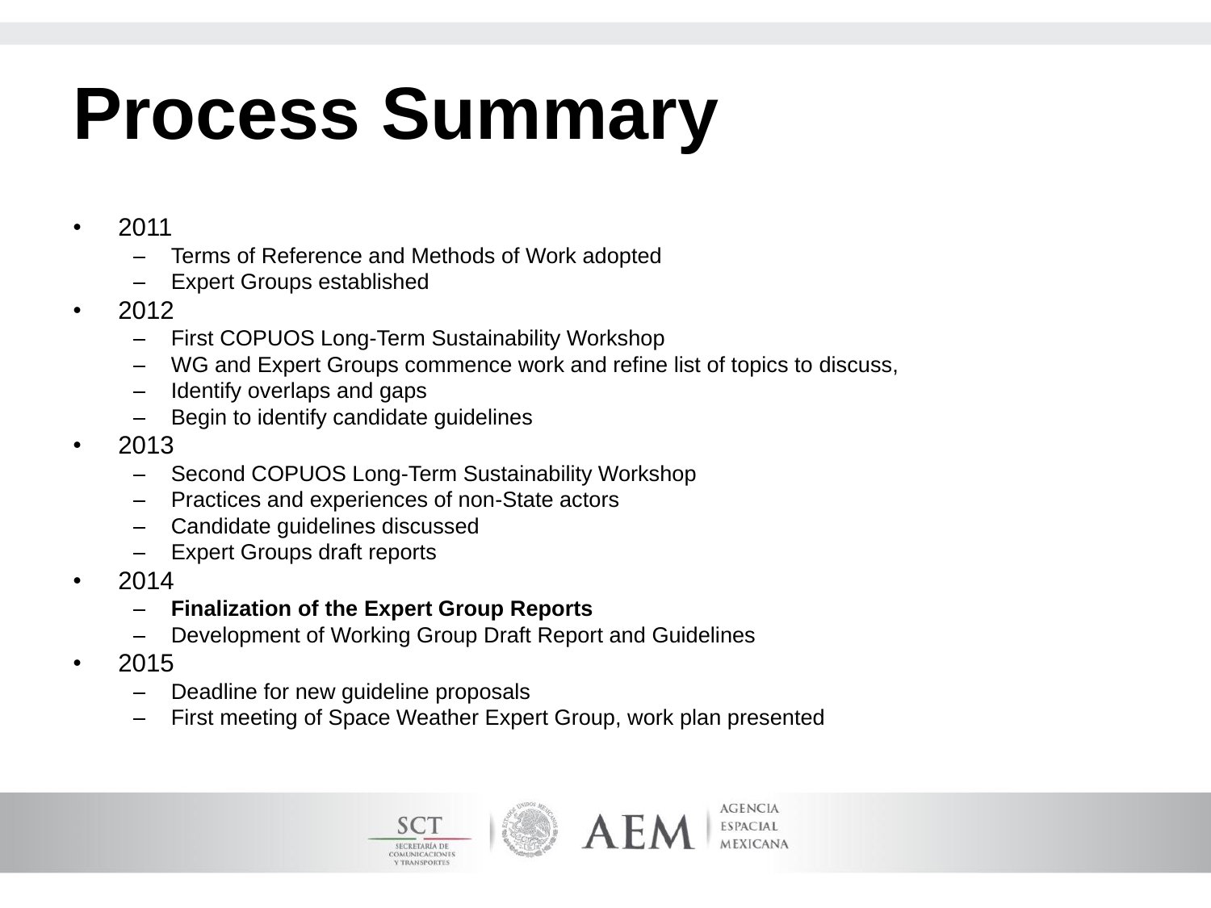# Process Summary

- 2011
  - Terms of Reference and Methods of Work adopted
  - Expert Groups established
- 2012
  - First COPUOS Long-Term Sustainability Workshop
  - WG and Expert Groups commence work and refine list of topics to discuss,
  - Identify overlaps and gaps
  - Begin to identify candidate guidelines
- 2013
  - Second COPUOS Long-Term Sustainability Workshop
  - Practices and experiences of non-State actors
  - Candidate guidelines discussed
  - Expert Groups draft reports
- 2014
  - **Finalization of the Expert Group Reports**
  - Development of Working Group Draft Report and Guidelines
- 2015
  - Deadline for new guideline proposals
  - First meeting of Space Weather Expert Group, work plan presented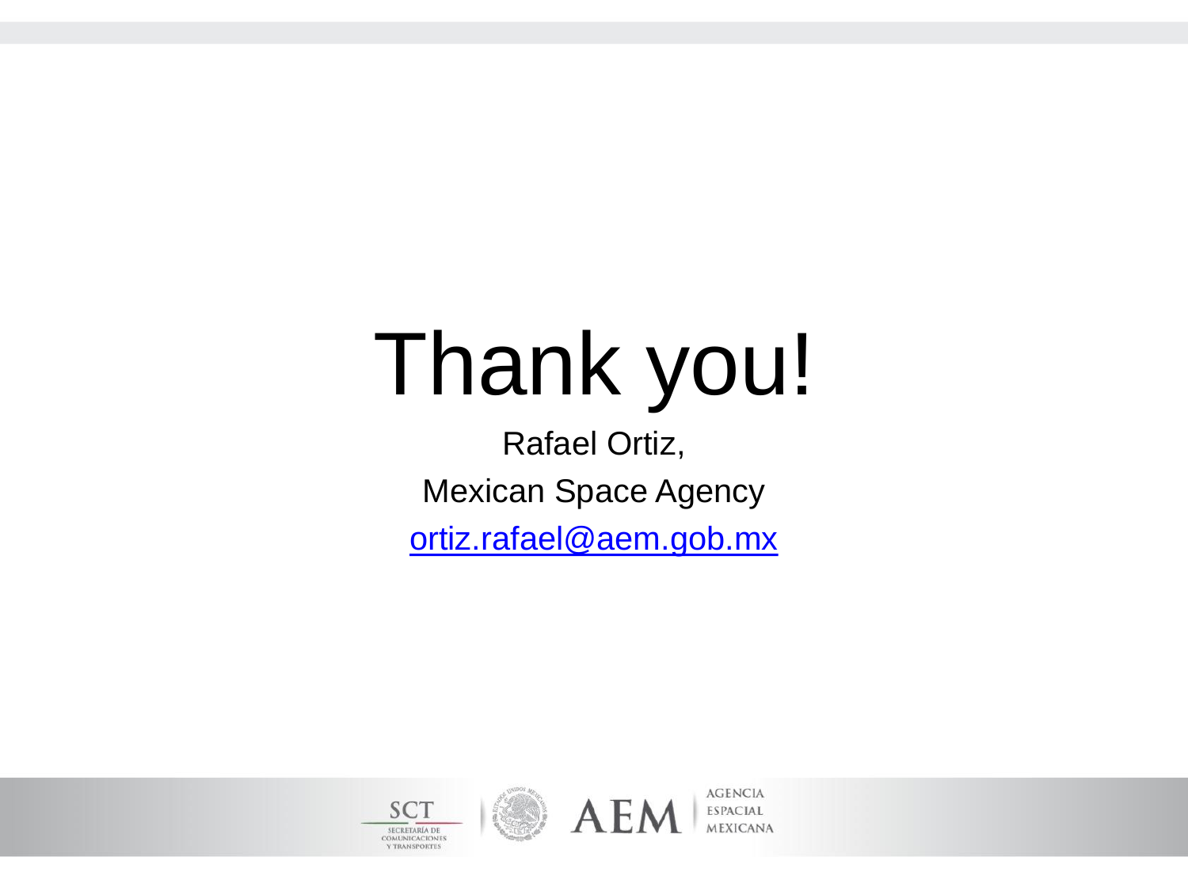# Thank you!

Rafael Ortiz,

Mexican Space Agency

ortiz.rafael@aem.gob.mx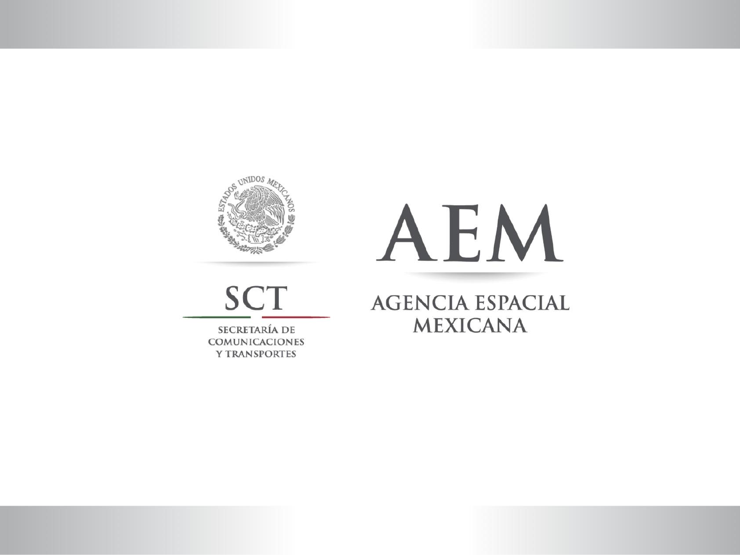SCT

SECRETARÍA DE COMUNICACIONES Y TRANSPORTES

AEM

AGENCIA ESPACIAL MEXICANA